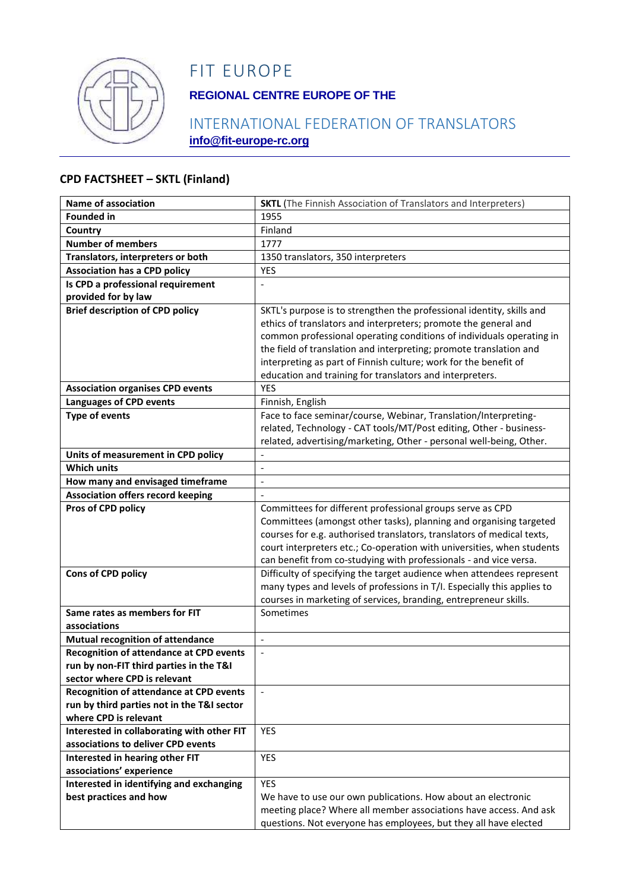# FIT EUROPE

**REGIONAL CENTRE EUROPE OF THE**

INTERNATIONAL FEDERATION OF TRANSLATORS

**info@fit-europe-rc.org**

## CPD FACTSHEET – SKTL (Finland)

| Name of association | **SKTL** (The Finnish Association of Translators and Interpreters) |
|---|---|
| **Founded in** | 1955 |
| **Country** | Finland |
| **Number of members** | 1777 |
| **Translators, interpreters or both** | 1350 translators, 350 interpreters |
| **Association has a CPD policy** | YES |
| **Is CPD a professional requirement provided for by law** | - |
| **Brief description of CPD policy** | SKTL's purpose is to strengthen the professional identity, skills and ethics of translators and interpreters; promote the general and common professional operating conditions of individuals operating in the field of translation and interpreting; promote translation and interpreting as part of Finnish culture; work for the benefit of education and training for translators and interpreters. |
| **Association organises CPD events** | YES |
| **Languages of CPD events** | Finnish, English |
| **Type of events** | Face to face seminar/course, Webinar, Translation/Interpreting-related, Technology - CAT tools/MT/Post editing, Other - business-related, advertising/marketing, Other - personal well-being, Other. |
| **Units of measurement in CPD policy** | - |
| **Which units** | - |
| **How many and envisaged timeframe** | - |
| **Association offers record keeping** | - |
| **Pros of CPD policy** | Committees for different professional groups serve as CPD Committees (amongst other tasks), planning and organising targeted courses for e.g. authorised translators, translators of medical texts, court interpreters etc.; Co-operation with universities, when students can benefit from co-studying with professionals - and vice versa. |
| **Cons of CPD policy** | Difficulty of specifying the target audience when attendees represent many types and levels of professions in T/I. Especially this applies to courses in marketing of services, branding, entrepreneur skills. |
| **Same rates as members for FIT associations** | Sometimes |
| **Mutual recognition of attendance** | - |
| **Recognition of attendance at CPD events run by non-FIT third parties in the T&I sector where CPD is relevant** | - |
| **Recognition of attendance at CPD events run by third parties not in the T&I sector where CPD is relevant** | - |
| **Interested in collaborating with other FIT associations to deliver CPD events** | YES |
| **Interested in hearing other FIT associations' experience** | YES |
| **Interested in identifying and exchanging best practices and how** | YES<br>We have to use our own publications. How about an electronic meeting place? Where all member associations have access. And ask questions. Not everyone has employees, but they all have elected |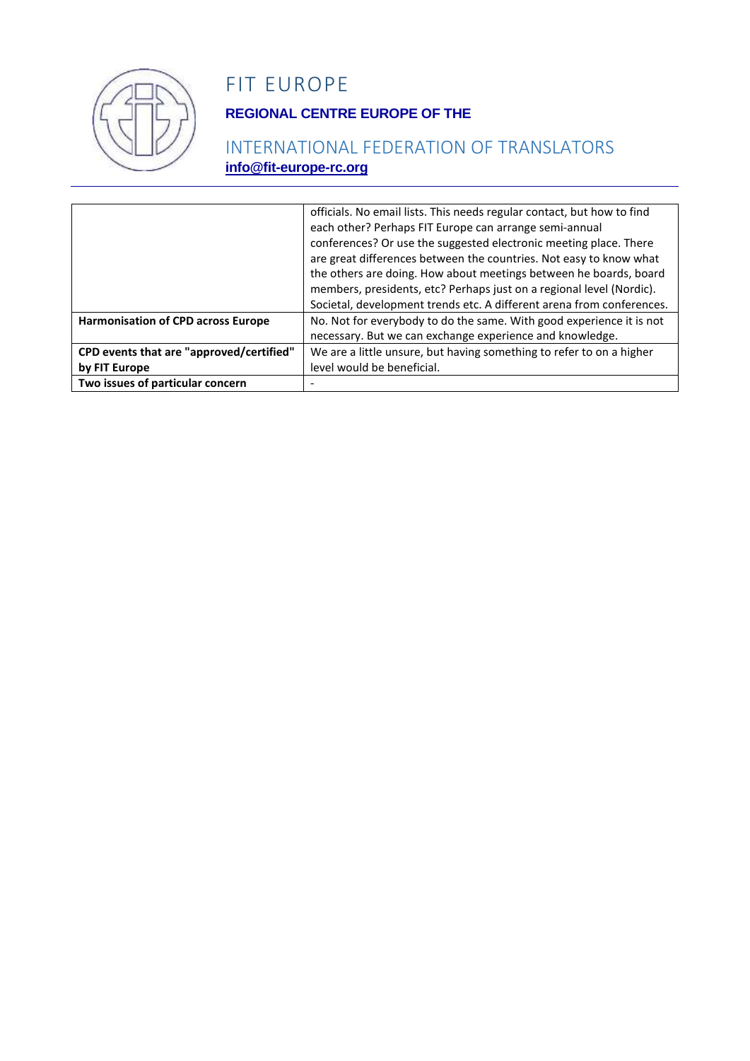# FIT EUROPE

**REGIONAL CENTRE EUROPE OF THE**

INTERNATIONAL FEDERATION OF TRANSLATORS

**info@fit-europe-rc.org**

| | |
|---|---|
| | officials. No email lists. This needs regular contact, but how to find each other? Perhaps FIT Europe can arrange semi-annual conferences? Or use the suggested electronic meeting place. There are great differences between the countries. Not easy to know what the others are doing. How about meetings between he boards, board members, presidents, etc? Perhaps just on a regional level (Nordic). Societal, development trends etc. A different arena from conferences. |
| **Harmonisation of CPD across Europe** | No. Not for everybody to do the same. With good experience it is not necessary. But we can exchange experience and knowledge. |
| **CPD events that are "approved/certified" by FIT Europe** | We are a little unsure, but having something to refer to on a higher level would be beneficial. |
| **Two issues of particular concern** | - |